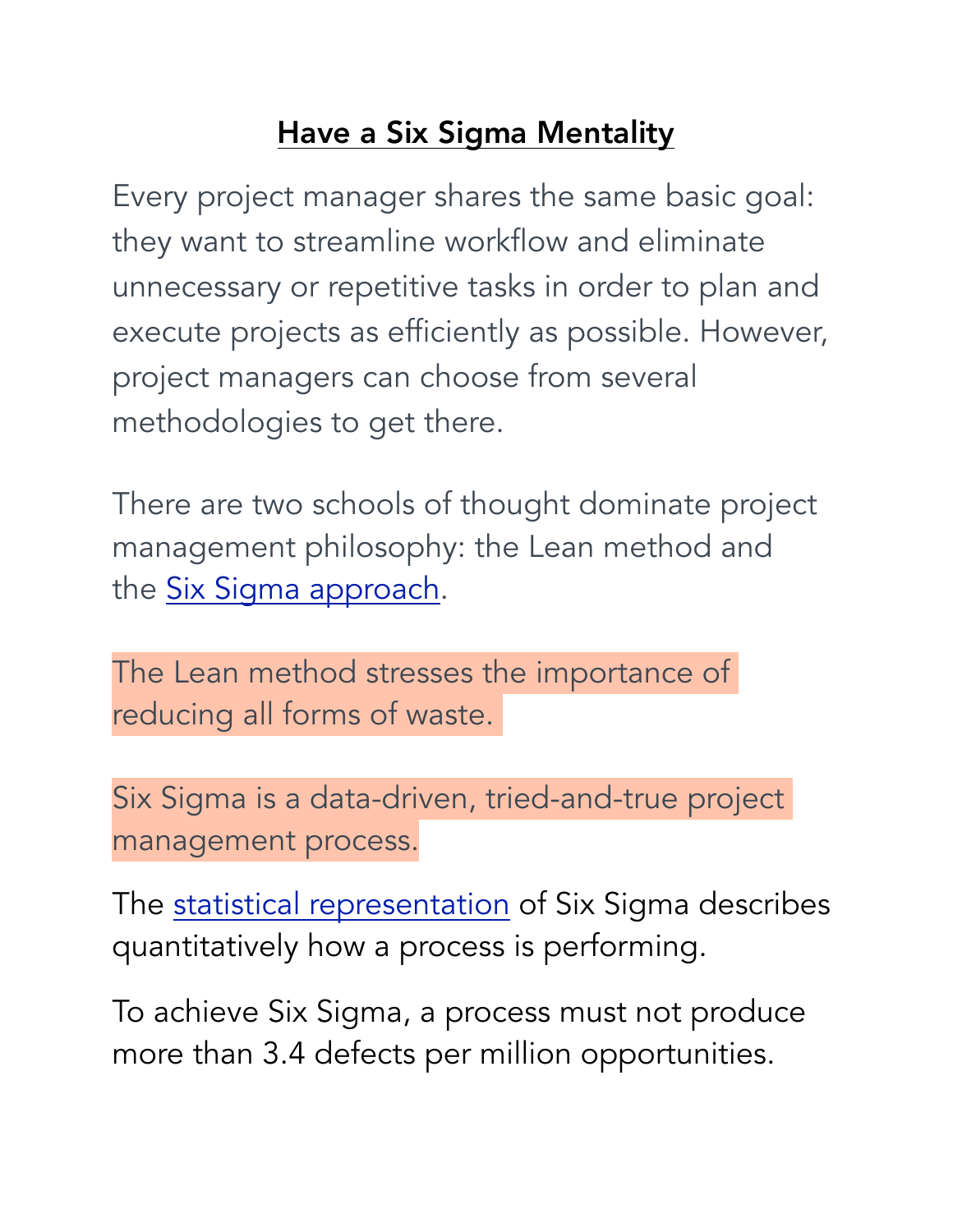# Have a Six Sigma Mentality

Every project manager shares the same basic goal: they want to streamline workflow and eliminate unnecessary or repetitive tasks in order to plan and execute projects as efficiently as possible. However, project managers can choose from several methodologies to get there.

There are two schools of thought dominate project management philosophy: the Lean method and the Six Sigma approach.

The Lean method stresses the importance of reducing all forms of waste.

Six Sigma is a data-driven, tried-and-true project management process.

The statistical representation of Six Sigma describes quantitatively how a process is performing.

To achieve Six Sigma, a process must not produce more than 3.4 defects per million opportunities.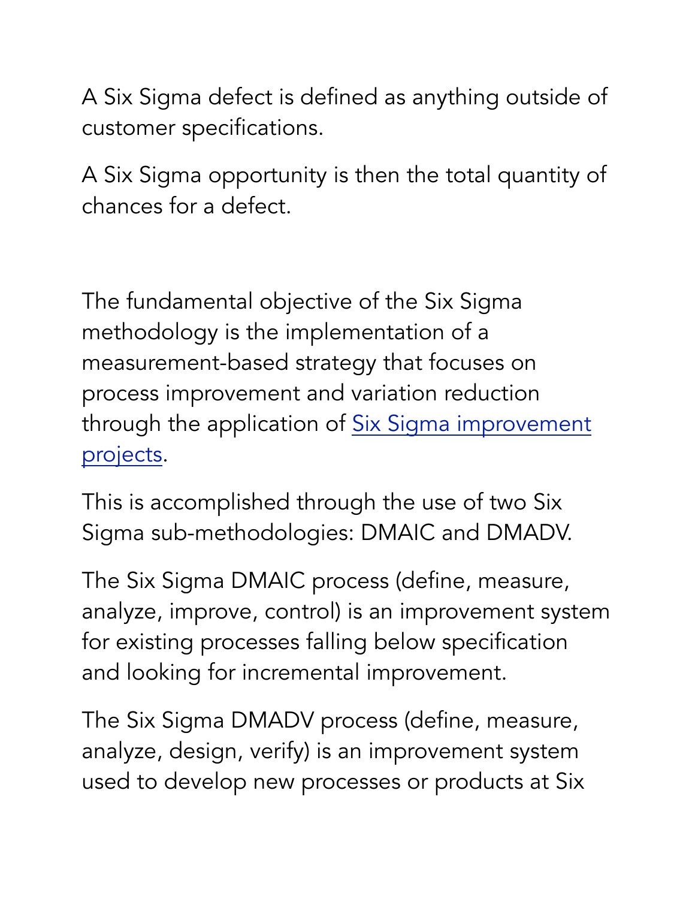A Six Sigma defect is defined as anything outside of customer specifications.

A Six Sigma opportunity is then the total quantity of chances for a defect.

The fundamental objective of the Six Sigma methodology is the implementation of a measurement-based strategy that focuses on process improvement and variation reduction through the application of Six Sigma improvement projects.

This is accomplished through the use of two Six Sigma sub-methodologies: DMAIC and DMADV.

The Six Sigma DMAIC process (define, measure, analyze, improve, control) is an improvement system for existing processes falling below specification and looking for incremental improvement.

The Six Sigma DMADV process (define, measure, analyze, design, verify) is an improvement system used to develop new processes or products at Six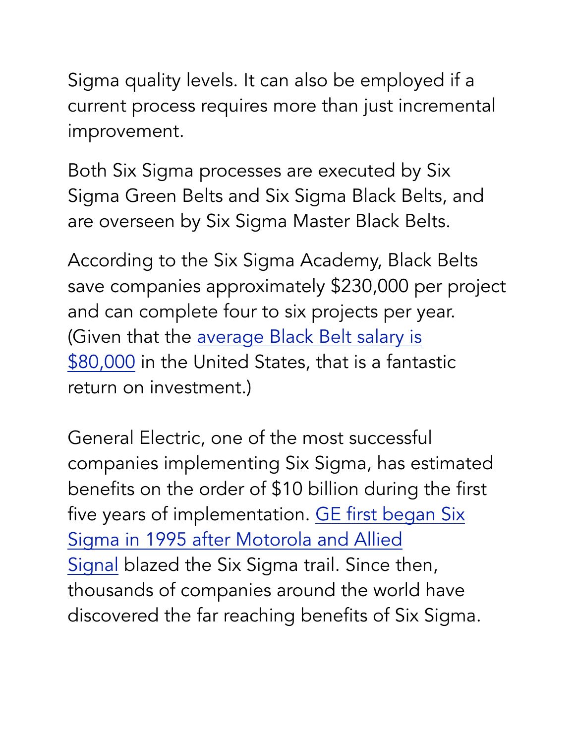Sigma quality levels. It can also be employed if a current process requires more than just incremental improvement.

Both Six Sigma processes are executed by Six Sigma Green Belts and Six Sigma Black Belts, and are overseen by Six Sigma Master Black Belts.

According to the Six Sigma Academy, Black Belts save companies approximately $230,000 per project and can complete four to six projects per year. (Given that the average Black Belt salary is $80,000 in the United States, that is a fantastic return on investment.)

General Electric, one of the most successful companies implementing Six Sigma, has estimated benefits on the order of $10 billion during the first five years of implementation. GE first began Six Sigma in 1995 after Motorola and Allied Signal blazed the Six Sigma trail. Since then, thousands of companies around the world have discovered the far reaching benefits of Six Sigma.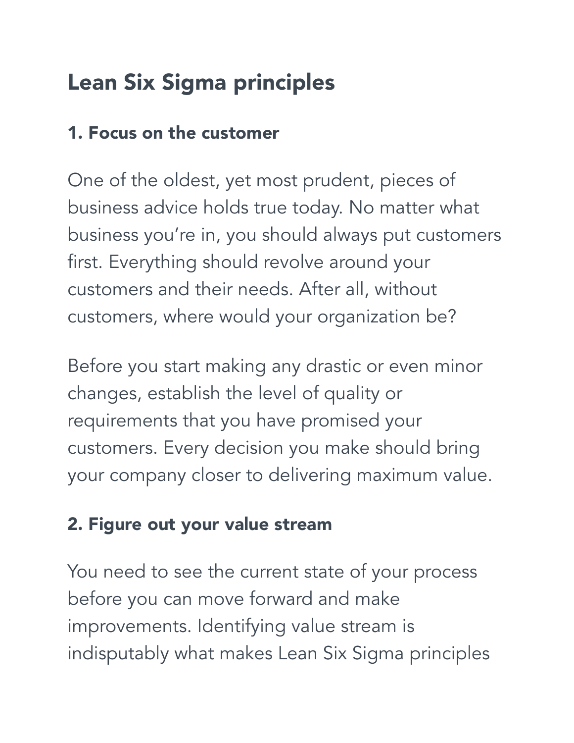## Lean Six Sigma principles

### 1. Focus on the customer

One of the oldest, yet most prudent, pieces of business advice holds true today. No matter what business you're in, you should always put customers first. Everything should revolve around your customers and their needs. After all, without customers, where would your organization be?

Before you start making any drastic or even minor changes, establish the level of quality or requirements that you have promised your customers. Every decision you make should bring your company closer to delivering maximum value.

### 2. Figure out your value stream

You need to see the current state of your process before you can move forward and make improvements. Identifying value stream is indisputably what makes Lean Six Sigma principles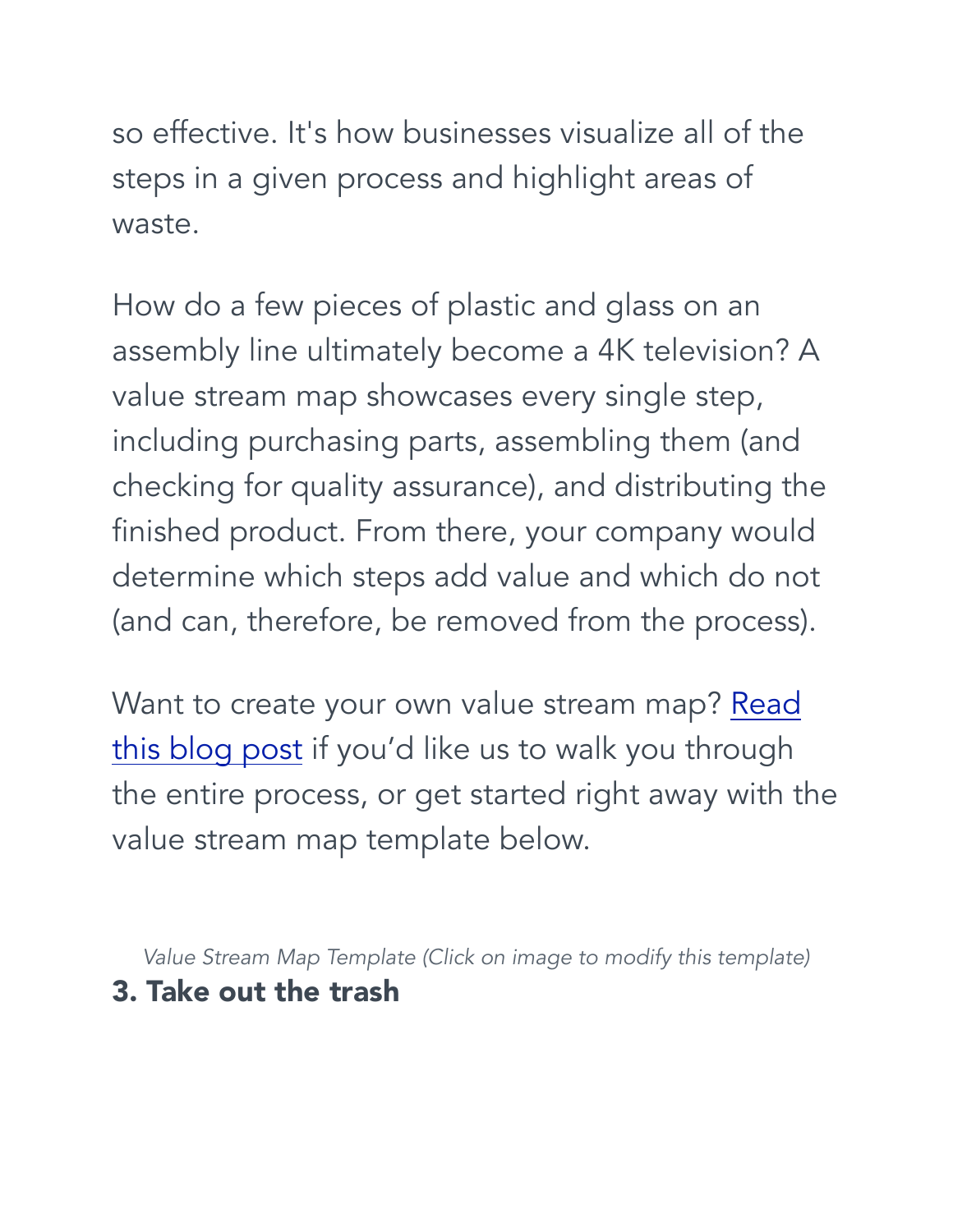so effective. It's how businesses visualize all of the steps in a given process and highlight areas of waste.

How do a few pieces of plastic and glass on an assembly line ultimately become a 4K television? A value stream map showcases every single step, including purchasing parts, assembling them (and checking for quality assurance), and distributing the finished product. From there, your company would determine which steps add value and which do not (and can, therefore, be removed from the process).

Want to create your own value stream map? Read this blog post if you'd like us to walk you through the entire process, or get started right away with the value stream map template below.

*Value Stream Map Template (Click on image to modify this template)*

### 3. Take out the trash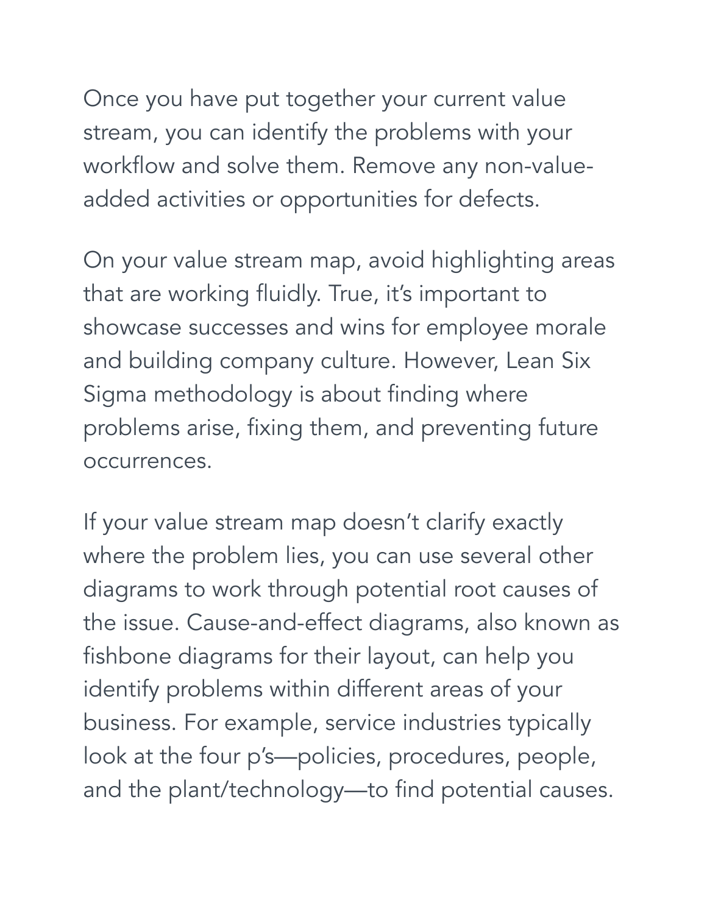Once you have put together your current value stream, you can identify the problems with your workflow and solve them. Remove any non-value-added activities or opportunities for defects.

On your value stream map, avoid highlighting areas that are working fluidly. True, it's important to showcase successes and wins for employee morale and building company culture. However, Lean Six Sigma methodology is about finding where problems arise, fixing them, and preventing future occurrences.

If your value stream map doesn't clarify exactly where the problem lies, you can use several other diagrams to work through potential root causes of the issue. Cause-and-effect diagrams, also known as fishbone diagrams for their layout, can help you identify problems within different areas of your business. For example, service industries typically look at the four p's—policies, procedures, people, and the plant/technology—to find potential causes.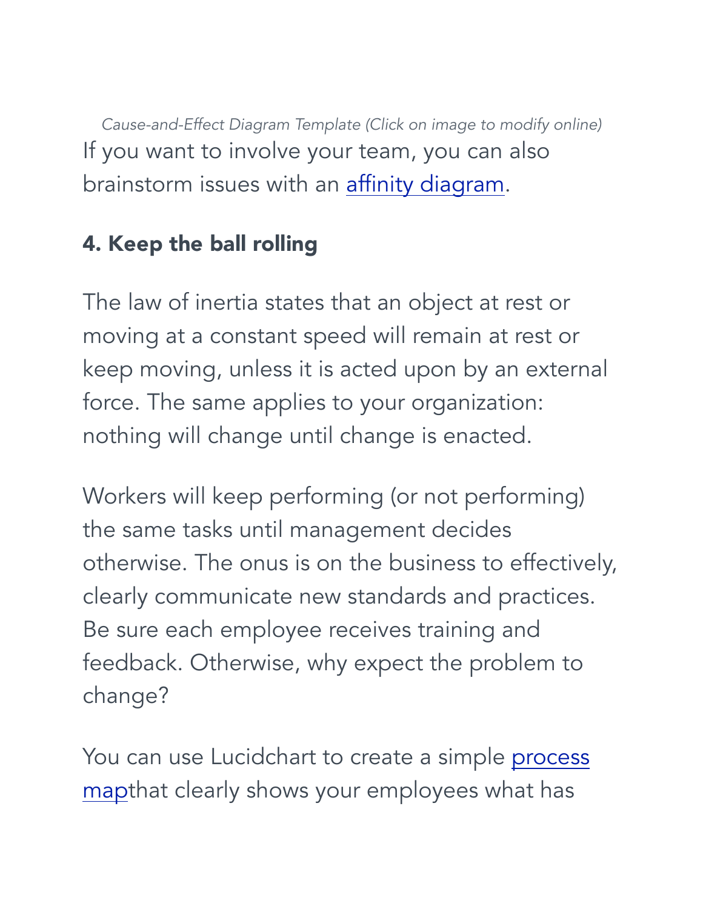*Cause-and-Effect Diagram Template (Click on image to modify online)*

If you want to involve your team, you can also brainstorm issues with an affinity diagram.

### 4. Keep the ball rolling

The law of inertia states that an object at rest or moving at a constant speed will remain at rest or keep moving, unless it is acted upon by an external force. The same applies to your organization: nothing will change until change is enacted.

Workers will keep performing (or not performing) the same tasks until management decides otherwise. The onus is on the business to effectively, clearly communicate new standards and practices. Be sure each employee receives training and feedback. Otherwise, why expect the problem to change?

You can use Lucidchart to create a simple process mapthat clearly shows your employees what has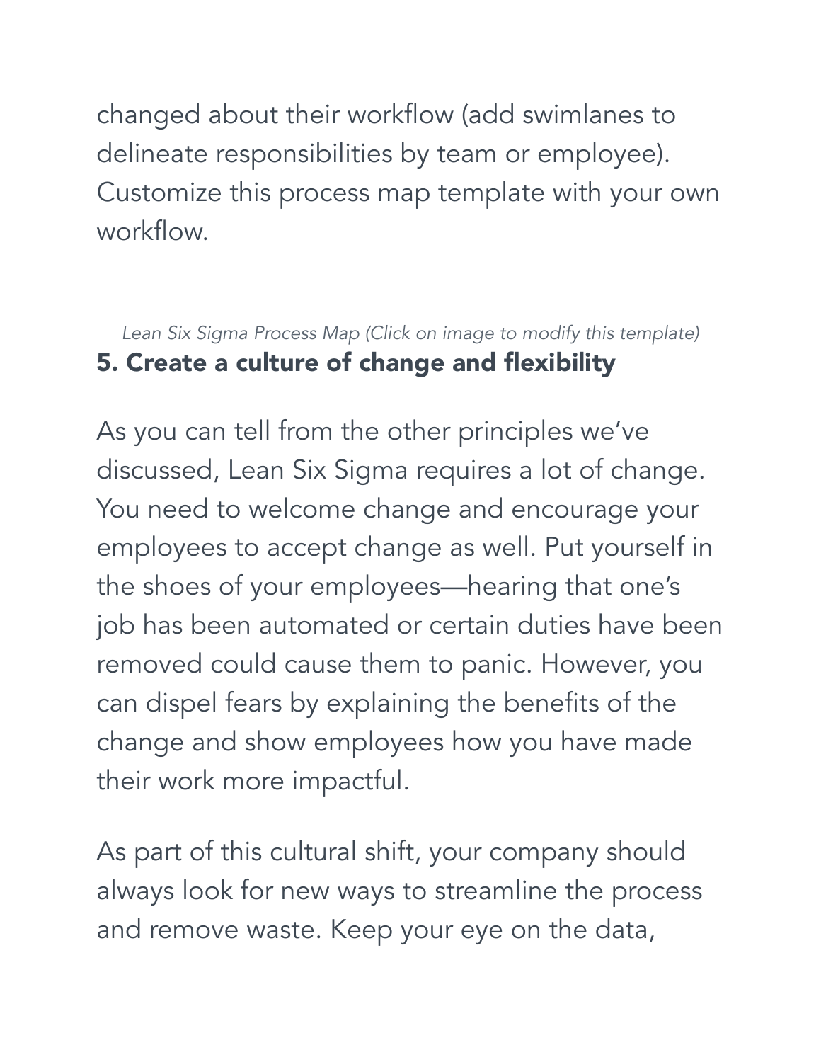changed about their workflow (add swimlanes to delineate responsibilities by team or employee). Customize this process map template with your own workflow.

*Lean Six Sigma Process Map (Click on image to modify this template)*

### 5. Create a culture of change and flexibility

As you can tell from the other principles we've discussed, Lean Six Sigma requires a lot of change. You need to welcome change and encourage your employees to accept change as well. Put yourself in the shoes of your employees—hearing that one's job has been automated or certain duties have been removed could cause them to panic. However, you can dispel fears by explaining the benefits of the change and show employees how you have made their work more impactful.

As part of this cultural shift, your company should always look for new ways to streamline the process and remove waste. Keep your eye on the data,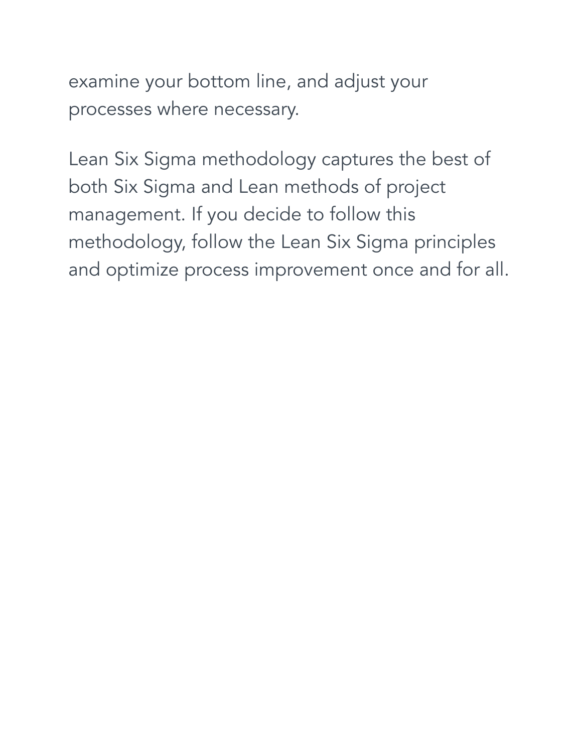examine your bottom line, and adjust your processes where necessary.

Lean Six Sigma methodology captures the best of both Six Sigma and Lean methods of project management. If you decide to follow this methodology, follow the Lean Six Sigma principles and optimize process improvement once and for all.